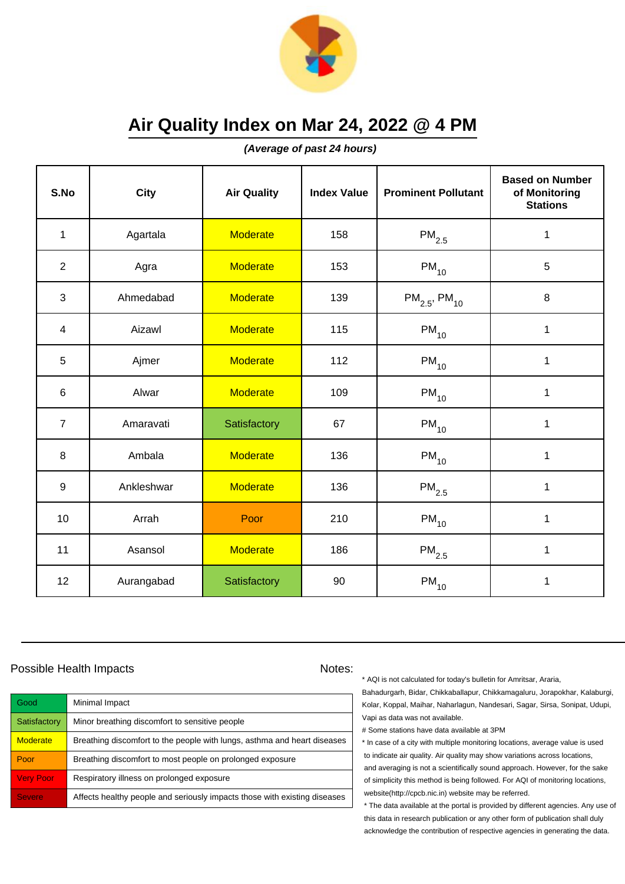# Air Quality Index on Mar 24, 2022 @ 4 PM

***(Average of past 24 hours)***

| S.No | City | Air Quality | Index Value | Prominent Pollutant | Based on Number of Monitoring Stations |
|---|---|---|---|---|---|
| 1 | Agartala | Moderate | 158 | $PM_{2.5}$ | 1 |
| 2 | Agra | Moderate | 153 | $PM_{10}$ | 5 |
| 3 | Ahmedabad | Moderate | 139 | $PM_{2.5}$, $PM_{10}$ | 8 |
| 4 | Aizawl | Moderate | 115 | $PM_{10}$ | 1 |
| 5 | Ajmer | Moderate | 112 | $PM_{10}$ | 1 |
| 6 | Alwar | Moderate | 109 | $PM_{10}$ | 1 |
| 7 | Amaravati | Satisfactory | 67 | $PM_{10}$ | 1 |
| 8 | Ambala | Moderate | 136 | $PM_{10}$ | 1 |
| 9 | Ankleshwar | Moderate | 136 | $PM_{2.5}$ | 1 |
| 10 | Arrah | Poor | 210 | $PM_{10}$ | 1 |
| 11 | Asansol | Moderate | 186 | $PM_{2.5}$ | 1 |
| 12 | Aurangabad | Satisfactory | 90 | $PM_{10}$ | 1 |

## Possible Health Impacts

| | |
|---|---|
| Good | Minimal Impact |
| Satisfactory | Minor breathing discomfort to sensitive people |
| Moderate | Breathing discomfort to the people with lungs, asthma and heart diseases |
| Poor | Breathing discomfort to most people on prolonged exposure |
| Very Poor | Respiratory illness on prolonged exposure |
| Severe | Affects healthy people and seriously impacts those with existing diseases |

## Notes:

* AQI is not calculated for today's bulletin for Amritsar, Araria, Bahadurgarh, Bidar, Chikkaballapur, Chikkamagaluru, Jorapokhar, Kalaburgi, Kolar, Koppal, Maihar, Naharlagun, Nandesari, Sagar, Sirsa, Sonipat, Udupi, Vapi as data was not available.

# Some stations have data available at 3PM

* In case of a city with multiple monitoring locations, average value is used to indicate air quality. Air quality may show variations across locations, and averaging is not a scientifically sound approach. However, for the sake of simplicity this method is being followed. For AQI of monitoring locations, website(http://cpcb.nic.in) website may be referred.

* The data available at the portal is provided by different agencies. Any use of this data in research publication or any other form of publication shall duly acknowledge the contribution of respective agencies in generating the data.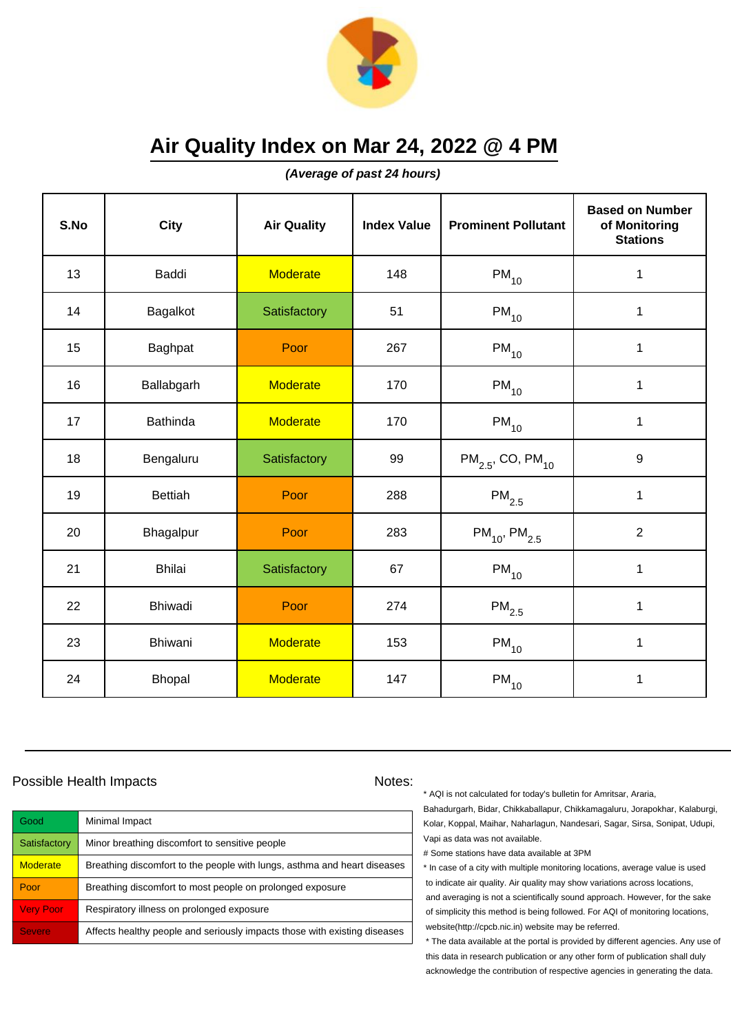# Air Quality Index on Mar 24, 2022 @ 4 PM

***(Average of past 24 hours)***

| S.No | City | Air Quality | Index Value | Prominent Pollutant | Based on Number of Monitoring Stations |
|---|---|---|---|---|---|
| 13 | Baddi | Moderate | 148 | $PM_{10}$ | 1 |
| 14 | Bagalkot | Satisfactory | 51 | $PM_{10}$ | 1 |
| 15 | Baghpat | Poor | 267 | $PM_{10}$ | 1 |
| 16 | Ballabgarh | Moderate | 170 | $PM_{10}$ | 1 |
| 17 | Bathinda | Moderate | 170 | $PM_{10}$ | 1 |
| 18 | Bengaluru | Satisfactory | 99 | $PM_{2.5}$, CO, $PM_{10}$ | 9 |
| 19 | Bettiah | Poor | 288 | $PM_{2.5}$ | 1 |
| 20 | Bhagalpur | Poor | 283 | $PM_{10}$, $PM_{2.5}$ | 2 |
| 21 | Bhilai | Satisfactory | 67 | $PM_{10}$ | 1 |
| 22 | Bhiwadi | Poor | 274 | $PM_{2.5}$ | 1 |
| 23 | Bhiwani | Moderate | 153 | $PM_{10}$ | 1 |
| 24 | Bhopal | Moderate | 147 | $PM_{10}$ | 1 |

Possible Health Impacts

| | |
|---|---|
| Good | Minimal Impact |
| Satisfactory | Minor breathing discomfort to sensitive people |
| Moderate | Breathing discomfort to the people with lungs, asthma and heart diseases |
| Poor | Breathing discomfort to most people on prolonged exposure |
| Very Poor | Respiratory illness on prolonged exposure |
| Severe | Affects healthy people and seriously impacts those with existing diseases |

Notes:

* AQI is not calculated for today's bulletin for Amritsar, Araria, Bahadurgarh, Bidar, Chikkaballapur, Chikkamagaluru, Jorapokhar, Kalaburgi, Kolar, Koppal, Maihar, Naharlagun, Nandesari, Sagar, Sirsa, Sonipat, Udupi, Vapi as data was not available.

# Some stations have data available at 3PM

* In case of a city with multiple monitoring locations, average value is used to indicate air quality. Air quality may show variations across locations, and averaging is not a scientifically sound approach. However, for the sake of simplicity this method is being followed. For AQI of monitoring locations, website(http://cpcb.nic.in) website may be referred.

* The data available at the portal is provided by different agencies. Any use of this data in research publication or any other form of publication shall duly acknowledge the contribution of respective agencies in generating the data.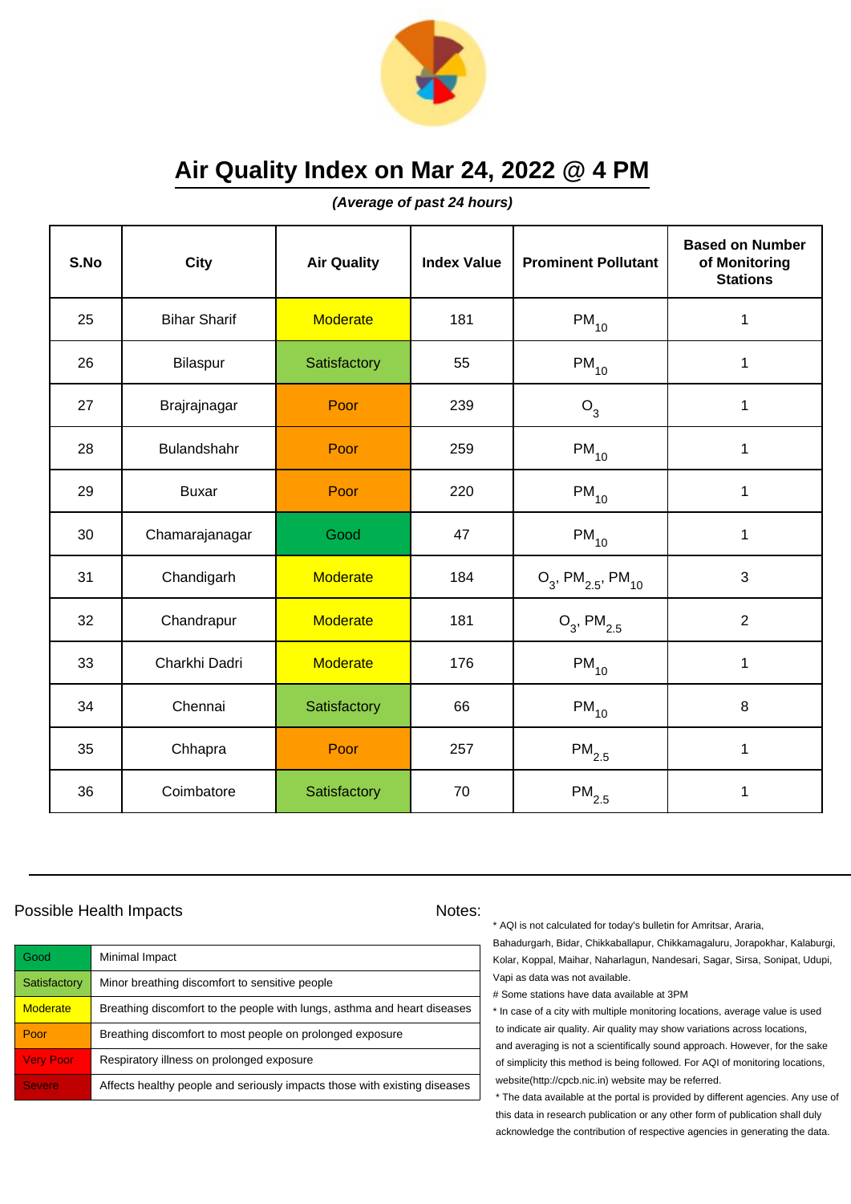# Air Quality Index on Mar 24, 2022 @ 4 PM

***(Average of past 24 hours)***

| S.No | City | Air Quality | Index Value | Prominent Pollutant | Based on Number of Monitoring Stations |
|---|---|---|---|---|---|
| 25 | Bihar Sharif | Moderate | 181 | $PM_{10}$ | 1 |
| 26 | Bilaspur | Satisfactory | 55 | $PM_{10}$ | 1 |
| 27 | Brajrajnagar | Poor | 239 | $O_3$ | 1 |
| 28 | Bulandshahr | Poor | 259 | $PM_{10}$ | 1 |
| 29 | Buxar | Poor | 220 | $PM_{10}$ | 1 |
| 30 | Chamarajanagar | Good | 47 | $PM_{10}$ | 1 |
| 31 | Chandigarh | Moderate | 184 | $O_3$, $PM_{2.5}$, $PM_{10}$ | 3 |
| 32 | Chandrapur | Moderate | 181 | $O_3$, $PM_{2.5}$ | 2 |
| 33 | Charkhi Dadri | Moderate | 176 | $PM_{10}$ | 1 |
| 34 | Chennai | Satisfactory | 66 | $PM_{10}$ | 8 |
| 35 | Chhapra | Poor | 257 | $PM_{2.5}$ | 1 |
| 36 | Coimbatore | Satisfactory | 70 | $PM_{2.5}$ | 1 |

## Possible Health Impacts

| | |
|---|---|
| Good | Minimal Impact |
| Satisfactory | Minor breathing discomfort to sensitive people |
| Moderate | Breathing discomfort to the people with lungs, asthma and heart diseases |
| Poor | Breathing discomfort to most people on prolonged exposure |
| Very Poor | Respiratory illness on prolonged exposure |
| Severe | Affects healthy people and seriously impacts those with existing diseases |

## Notes:

* AQI is not calculated for today's bulletin for Amritsar, Araria, Bahadurgarh, Bidar, Chikkaballapur, Chikkamagaluru, Jorapokhar, Kalaburgi, Kolar, Koppal, Maihar, Naharlagun, Nandesari, Sagar, Sirsa, Sonipat, Udupi, Vapi as data was not available.

# Some stations have data available at 3PM

* In case of a city with multiple monitoring locations, average value is used to indicate air quality. Air quality may show variations across locations, and averaging is not a scientifically sound approach. However, for the sake of simplicity this method is being followed. For AQI of monitoring locations, website(http://cpcb.nic.in) website may be referred.

* The data available at the portal is provided by different agencies. Any use of this data in research publication or any other form of publication shall duly acknowledge the contribution of respective agencies in generating the data.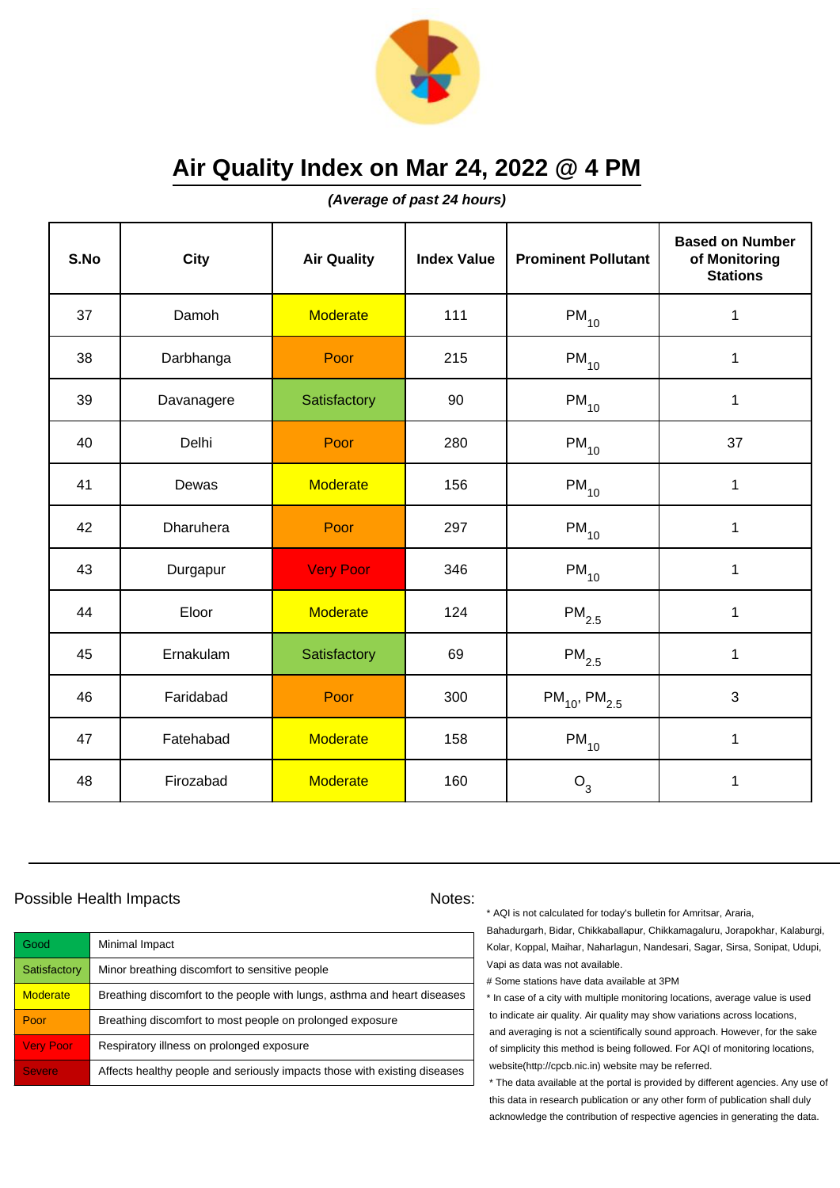# Air Quality Index on Mar 24, 2022 @ 4 PM

***(Average of past 24 hours)***

| S.No | City | Air Quality | Index Value | Prominent Pollutant | Based on Number of Monitoring Stations |
|---|---|---|---|---|---|
| 37 | Damoh | Moderate | 111 | $PM_{10}$ | 1 |
| 38 | Darbhanga | Poor | 215 | $PM_{10}$ | 1 |
| 39 | Davanagere | Satisfactory | 90 | $PM_{10}$ | 1 |
| 40 | Delhi | Poor | 280 | $PM_{10}$ | 37 |
| 41 | Dewas | Moderate | 156 | $PM_{10}$ | 1 |
| 42 | Dharuhera | Poor | 297 | $PM_{10}$ | 1 |
| 43 | Durgapur | Very Poor | 346 | $PM_{10}$ | 1 |
| 44 | Eloor | Moderate | 124 | $PM_{2.5}$ | 1 |
| 45 | Ernakulam | Satisfactory | 69 | $PM_{2.5}$ | 1 |
| 46 | Faridabad | Poor | 300 | $PM_{10}$, $PM_{2.5}$ | 3 |
| 47 | Fatehabad | Moderate | 158 | $PM_{10}$ | 1 |
| 48 | Firozabad | Moderate | 160 | $O_3$ | 1 |

Possible Health Impacts

| | |
|---|---|
| Good | Minimal Impact |
| Satisfactory | Minor breathing discomfort to sensitive people |
| Moderate | Breathing discomfort to the people with lungs, asthma and heart diseases |
| Poor | Breathing discomfort to most people on prolonged exposure |
| Very Poor | Respiratory illness on prolonged exposure |
| Severe | Affects healthy people and seriously impacts those with existing diseases |

Notes:

* AQI is not calculated for today's bulletin for Amritsar, Araria, Bahadurgarh, Bidar, Chikkaballapur, Chikkamagaluru, Jorapokhar, Kalaburgi, Kolar, Koppal, Maihar, Naharlagun, Nandesari, Sagar, Sirsa, Sonipat, Udupi, Vapi as data was not available.

# Some stations have data available at 3PM

* In case of a city with multiple monitoring locations, average value is used to indicate air quality. Air quality may show variations across locations, and averaging is not a scientifically sound approach. However, for the sake of simplicity this method is being followed. For AQI of monitoring locations, website(http://cpcb.nic.in) website may be referred.

* The data available at the portal is provided by different agencies. Any use of this data in research publication or any other form of publication shall duly acknowledge the contribution of respective agencies in generating the data.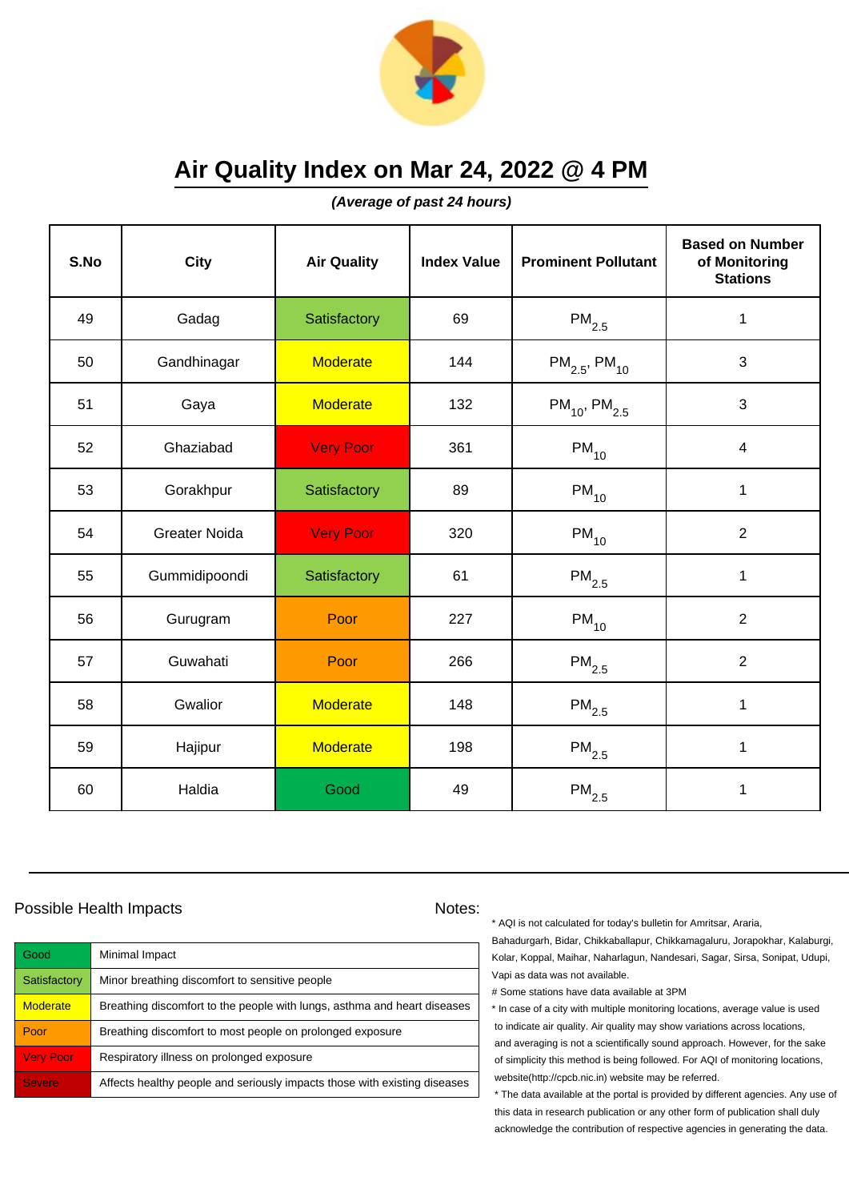# Air Quality Index on Mar 24, 2022 @ 4 PM

***(Average of past 24 hours)***

| S.No | City | Air Quality | Index Value | Prominent Pollutant | Based on Number of Monitoring Stations |
|---|---|---|---|---|---|
| 49 | Gadag | Satisfactory | 69 | $PM_{2.5}$ | 1 |
| 50 | Gandhinagar | Moderate | 144 | $PM_{2.5}$, $PM_{10}$ | 3 |
| 51 | Gaya | Moderate | 132 | $PM_{10}$, $PM_{2.5}$ | 3 |
| 52 | Ghaziabad | Very Poor | 361 | $PM_{10}$ | 4 |
| 53 | Gorakhpur | Satisfactory | 89 | $PM_{10}$ | 1 |
| 54 | Greater Noida | Very Poor | 320 | $PM_{10}$ | 2 |
| 55 | Gummidipoondi | Satisfactory | 61 | $PM_{2.5}$ | 1 |
| 56 | Gurugram | Poor | 227 | $PM_{10}$ | 2 |
| 57 | Guwahati | Poor | 266 | $PM_{2.5}$ | 2 |
| 58 | Gwalior | Moderate | 148 | $PM_{2.5}$ | 1 |
| 59 | Hajipur | Moderate | 198 | $PM_{2.5}$ | 1 |
| 60 | Haldia | Good | 49 | $PM_{2.5}$ | 1 |

Possible Health Impacts

| | |
|---|---|
| Good | Minimal Impact |
| Satisfactory | Minor breathing discomfort to sensitive people |
| Moderate | Breathing discomfort to the people with lungs, asthma and heart diseases |
| Poor | Breathing discomfort to most people on prolonged exposure |
| Very Poor | Respiratory illness on prolonged exposure |
| Severe | Affects healthy people and seriously impacts those with existing diseases |

Notes:

* AQI is not calculated for today's bulletin for Amritsar, Araria, Bahadurgarh, Bidar, Chikkaballapur, Chikkamagaluru, Jorapokhar, Kalaburgi, Kolar, Koppal, Maihar, Naharlagun, Nandesari, Sagar, Sirsa, Sonipat, Udupi, Vapi as data was not available.

# Some stations have data available at 3PM

* In case of a city with multiple monitoring locations, average value is used to indicate air quality. Air quality may show variations across locations, and averaging is not a scientifically sound approach. However, for the sake of simplicity this method is being followed. For AQI of monitoring locations, website(http://cpcb.nic.in) website may be referred.

* The data available at the portal is provided by different agencies. Any use of this data in research publication or any other form of publication shall duly acknowledge the contribution of respective agencies in generating the data.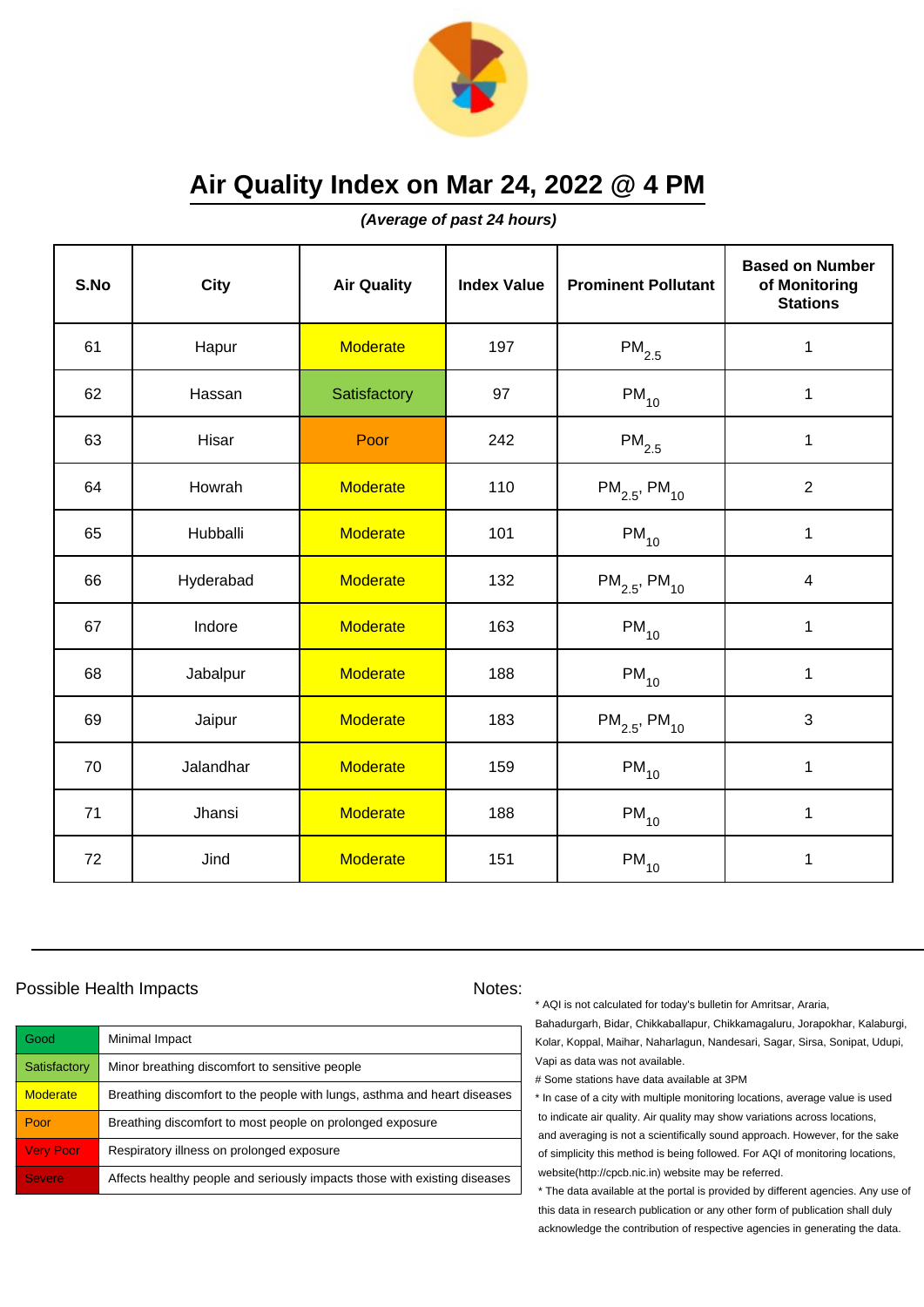# Air Quality Index on Mar 24, 2022 @ 4 PM

***(Average of past 24 hours)***

| S.No | City | Air Quality | Index Value | Prominent Pollutant | Based on Number of Monitoring Stations |
|---|---|---|---|---|---|
| 61 | Hapur | Moderate | 197 | $PM_{2.5}$ | 1 |
| 62 | Hassan | Satisfactory | 97 | $PM_{10}$ | 1 |
| 63 | Hisar | Poor | 242 | $PM_{2.5}$ | 1 |
| 64 | Howrah | Moderate | 110 | $PM_{2.5}$, $PM_{10}$ | 2 |
| 65 | Hubballi | Moderate | 101 | $PM_{10}$ | 1 |
| 66 | Hyderabad | Moderate | 132 | $PM_{2.5}$, $PM_{10}$ | 4 |
| 67 | Indore | Moderate | 163 | $PM_{10}$ | 1 |
| 68 | Jabalpur | Moderate | 188 | $PM_{10}$ | 1 |
| 69 | Jaipur | Moderate | 183 | $PM_{2.5}$, $PM_{10}$ | 3 |
| 70 | Jalandhar | Moderate | 159 | $PM_{10}$ | 1 |
| 71 | Jhansi | Moderate | 188 | $PM_{10}$ | 1 |
| 72 | Jind | Moderate | 151 | $PM_{10}$ | 1 |

## Possible Health Impacts

| | |
|---|---|
| Good | Minimal Impact |
| Satisfactory | Minor breathing discomfort to sensitive people |
| Moderate | Breathing discomfort to the people with lungs, asthma and heart diseases |
| Poor | Breathing discomfort to most people on prolonged exposure |
| Very Poor | Respiratory illness on prolonged exposure |
| Severe | Affects healthy people and seriously impacts those with existing diseases |

## Notes:

* AQI is not calculated for today's bulletin for Amritsar, Araria, Bahadurgarh, Bidar, Chikkaballapur, Chikkamagaluru, Jorapokhar, Kalaburgi, Kolar, Koppal, Maihar, Naharlagun, Nandesari, Sagar, Sirsa, Sonipat, Udupi, Vapi as data was not available.

# Some stations have data available at 3PM

* In case of a city with multiple monitoring locations, average value is used to indicate air quality. Air quality may show variations across locations, and averaging is not a scientifically sound approach. However, for the sake of simplicity this method is being followed. For AQI of monitoring locations, website(http://cpcb.nic.in) website may be referred.

* The data available at the portal is provided by different agencies. Any use of this data in research publication or any other form of publication shall duly acknowledge the contribution of respective agencies in generating the data.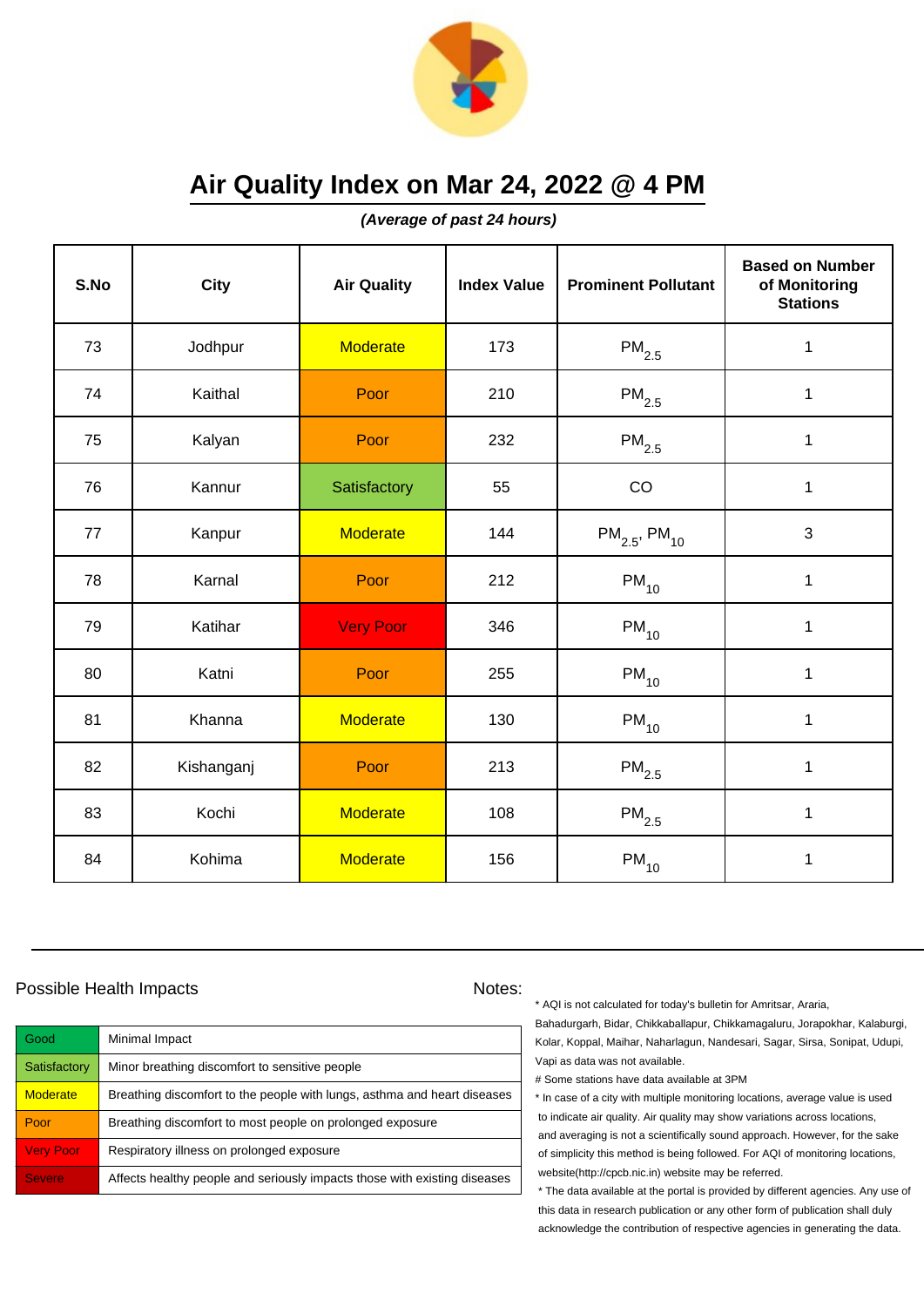# Air Quality Index on Mar 24, 2022 @ 4 PM

***(Average of past 24 hours)***

| S.No | City | Air Quality | Index Value | Prominent Pollutant | Based on Number of Monitoring Stations |
|---|---|---|---|---|---|
| 73 | Jodhpur | Moderate | 173 | $PM_{2.5}$ | 1 |
| 74 | Kaithal | Poor | 210 | $PM_{2.5}$ | 1 |
| 75 | Kalyan | Poor | 232 | $PM_{2.5}$ | 1 |
| 76 | Kannur | Satisfactory | 55 | CO | 1 |
| 77 | Kanpur | Moderate | 144 | $PM_{2.5}$, $PM_{10}$ | 3 |
| 78 | Karnal | Poor | 212 | $PM_{10}$ | 1 |
| 79 | Katihar | Very Poor | 346 | $PM_{10}$ | 1 |
| 80 | Katni | Poor | 255 | $PM_{10}$ | 1 |
| 81 | Khanna | Moderate | 130 | $PM_{10}$ | 1 |
| 82 | Kishanganj | Poor | 213 | $PM_{2.5}$ | 1 |
| 83 | Kochi | Moderate | 108 | $PM_{2.5}$ | 1 |
| 84 | Kohima | Moderate | 156 | $PM_{10}$ | 1 |

## Possible Health Impacts

| Category | Health Impact |
|---|---|
| Good | Minimal Impact |
| Satisfactory | Minor breathing discomfort to sensitive people |
| Moderate | Breathing discomfort to the people with lungs, asthma and heart diseases |
| Poor | Breathing discomfort to most people on prolonged exposure |
| Very Poor | Respiratory illness on prolonged exposure |
| Severe | Affects healthy people and seriously impacts those with existing diseases |

## Notes:

* AQI is not calculated for today's bulletin for Amritsar, Araria, Bahadurgarh, Bidar, Chikkaballapur, Chikkamagaluru, Jorapokhar, Kalaburgi, Kolar, Koppal, Maihar, Naharlagun, Nandesari, Sagar, Sirsa, Sonipat, Udupi, Vapi as data was not available.

# Some stations have data available at 3PM

* In case of a city with multiple monitoring locations, average value is used to indicate air quality. Air quality may show variations across locations, and averaging is not a scientifically sound approach. However, for the sake of simplicity this method is being followed. For AQI of monitoring locations, website(http://cpcb.nic.in) website may be referred.

* The data available at the portal is provided by different agencies. Any use of this data in research publication or any other form of publication shall duly acknowledge the contribution of respective agencies in generating the data.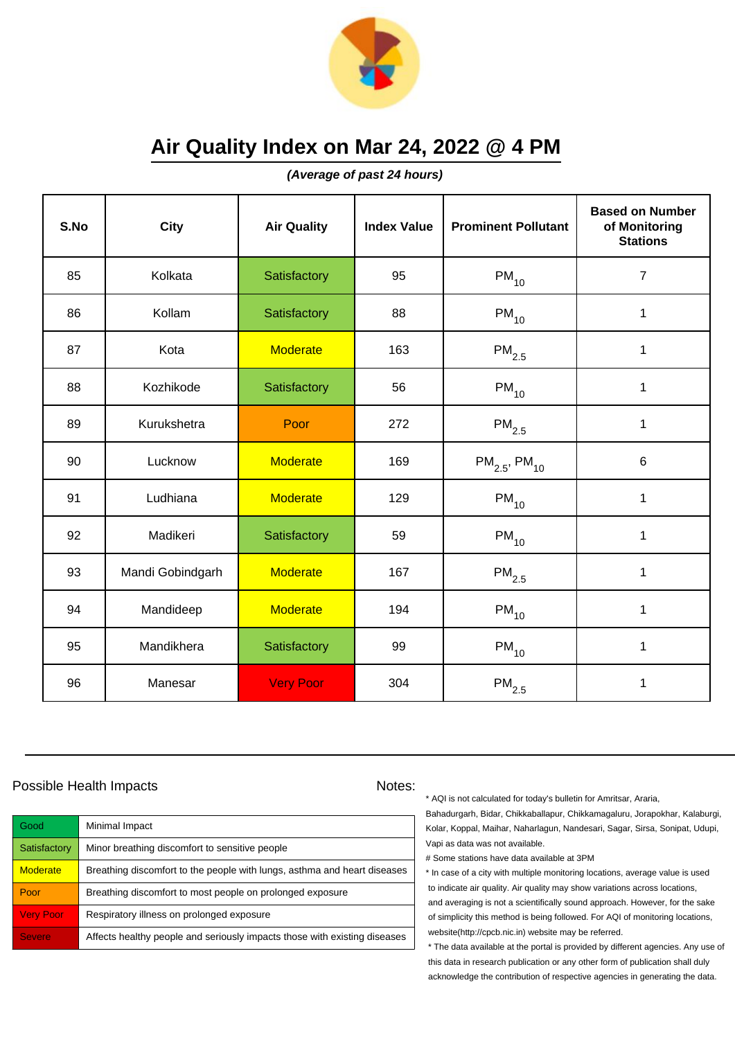# Air Quality Index on Mar 24, 2022 @ 4 PM

***(Average of past 24 hours)***

| S.No | City | Air Quality | Index Value | Prominent Pollutant | Based on Number of Monitoring Stations |
|---|---|---|---|---|---|
| 85 | Kolkata | Satisfactory | 95 | $PM_{10}$ | 7 |
| 86 | Kollam | Satisfactory | 88 | $PM_{10}$ | 1 |
| 87 | Kota | Moderate | 163 | $PM_{2.5}$ | 1 |
| 88 | Kozhikode | Satisfactory | 56 | $PM_{10}$ | 1 |
| 89 | Kurukshetra | Poor | 272 | $PM_{2.5}$ | 1 |
| 90 | Lucknow | Moderate | 169 | $PM_{2.5}$, $PM_{10}$ | 6 |
| 91 | Ludhiana | Moderate | 129 | $PM_{10}$ | 1 |
| 92 | Madikeri | Satisfactory | 59 | $PM_{10}$ | 1 |
| 93 | Mandi Gobindgarh | Moderate | 167 | $PM_{2.5}$ | 1 |
| 94 | Mandideep | Moderate | 194 | $PM_{10}$ | 1 |
| 95 | Mandikhera | Satisfactory | 99 | $PM_{10}$ | 1 |
| 96 | Manesar | Very Poor | 304 | $PM_{2.5}$ | 1 |

Possible Health Impacts

| Good | Minimal Impact |
|---|---|
| Satisfactory | Minor breathing discomfort to sensitive people |
| Moderate | Breathing discomfort to the people with lungs, asthma and heart diseases |
| Poor | Breathing discomfort to most people on prolonged exposure |
| Very Poor | Respiratory illness on prolonged exposure |
| Severe | Affects healthy people and seriously impacts those with existing diseases |

Notes:

* AQI is not calculated for today's bulletin for Amritsar, Araria, Bahadurgarh, Bidar, Chikkaballapur, Chikkamagaluru, Jorapokhar, Kalaburgi, Kolar, Koppal, Maihar, Naharlagun, Nandesari, Sagar, Sirsa, Sonipat, Udupi, Vapi as data was not available.

# Some stations have data available at 3PM

* In case of a city with multiple monitoring locations, average value is used to indicate air quality. Air quality may show variations across locations, and averaging is not a scientifically sound approach. However, for the sake of simplicity this method is being followed. For AQI of monitoring locations, website(http://cpcb.nic.in) website may be referred.

* The data available at the portal is provided by different agencies. Any use of this data in research publication or any other form of publication shall duly acknowledge the contribution of respective agencies in generating the data.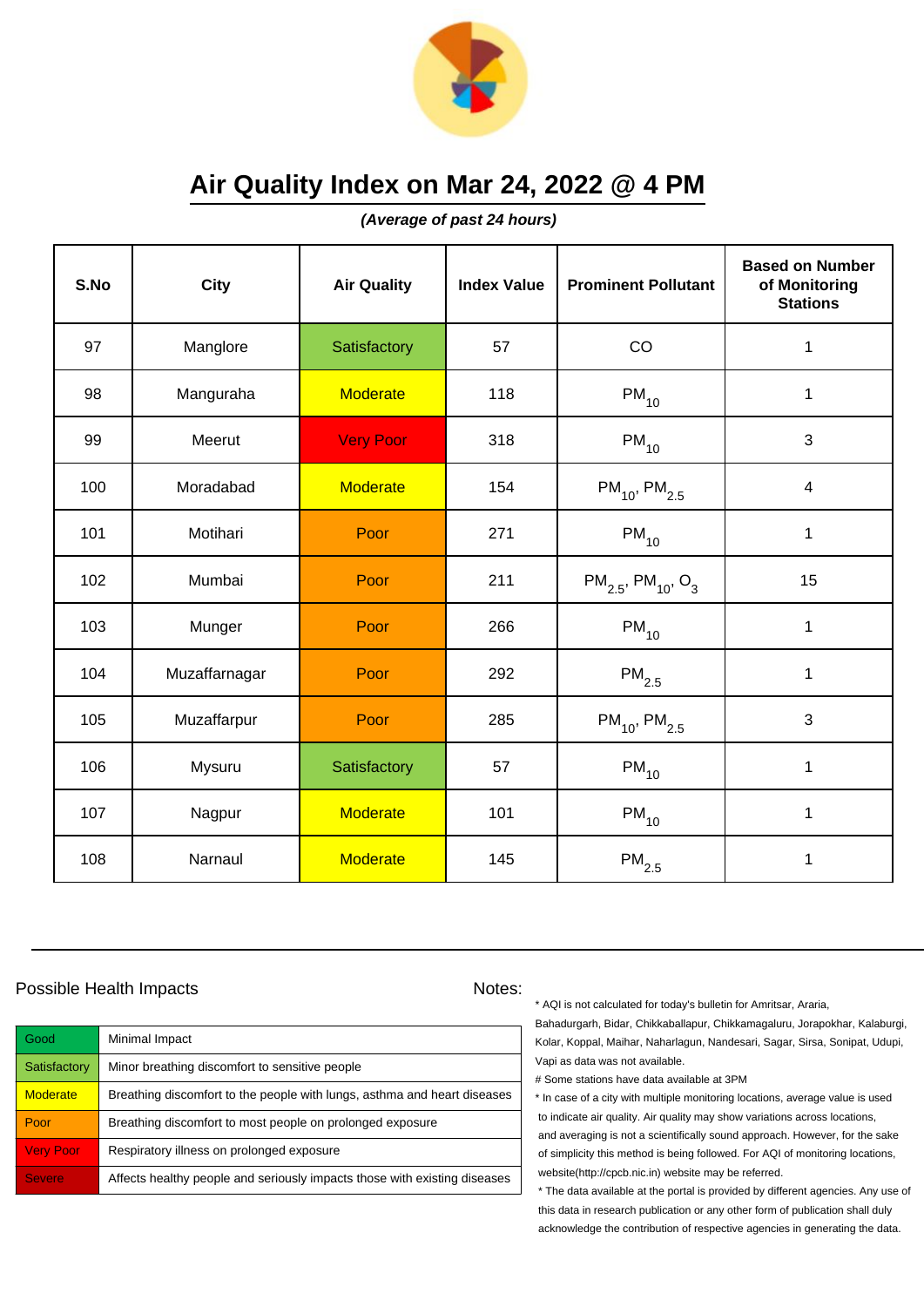# Air Quality Index on Mar 24, 2022 @ 4 PM

***(Average of past 24 hours)***

| S.No | City | Air Quality | Index Value | Prominent Pollutant | Based on Number of Monitoring Stations |
|---|---|---|---|---|---|
| 97 | Manglore | Satisfactory | 57 | CO | 1 |
| 98 | Manguraha | Moderate | 118 | $PM_{10}$ | 1 |
| 99 | Meerut | Very Poor | 318 | $PM_{10}$ | 3 |
| 100 | Moradabad | Moderate | 154 | $PM_{10}$, $PM_{2.5}$ | 4 |
| 101 | Motihari | Poor | 271 | $PM_{10}$ | 1 |
| 102 | Mumbai | Poor | 211 | $PM_{2.5}$, $PM_{10}$, $O_3$ | 15 |
| 103 | Munger | Poor | 266 | $PM_{10}$ | 1 |
| 104 | Muzaffarnagar | Poor | 292 | $PM_{2.5}$ | 1 |
| 105 | Muzaffarpur | Poor | 285 | $PM_{10}$, $PM_{2.5}$ | 3 |
| 106 | Mysuru | Satisfactory | 57 | $PM_{10}$ | 1 |
| 107 | Nagpur | Moderate | 101 | $PM_{10}$ | 1 |
| 108 | Narnaul | Moderate | 145 | $PM_{2.5}$ | 1 |

## Possible Health Impacts

| | |
|---|---|
| Good | Minimal Impact |
| Satisfactory | Minor breathing discomfort to sensitive people |
| Moderate | Breathing discomfort to the people with lungs, asthma and heart diseases |
| Poor | Breathing discomfort to most people on prolonged exposure |
| Very Poor | Respiratory illness on prolonged exposure |
| Severe | Affects healthy people and seriously impacts those with existing diseases |

## Notes:

* AQI is not calculated for today's bulletin for Amritsar, Araria, Bahadurgarh, Bidar, Chikkaballapur, Chikkamagaluru, Jorapokhar, Kalaburgi, Kolar, Koppal, Maihar, Naharlagun, Nandesari, Sagar, Sirsa, Sonipat, Udupi, Vapi as data was not available.

# Some stations have data available at 3PM

* In case of a city with multiple monitoring locations, average value is used to indicate air quality. Air quality may show variations across locations, and averaging is not a scientifically sound approach. However, for the sake of simplicity this method is being followed. For AQI of monitoring locations, website(http://cpcb.nic.in) website may be referred.

* The data available at the portal is provided by different agencies. Any use of this data in research publication or any other form of publication shall duly acknowledge the contribution of respective agencies in generating the data.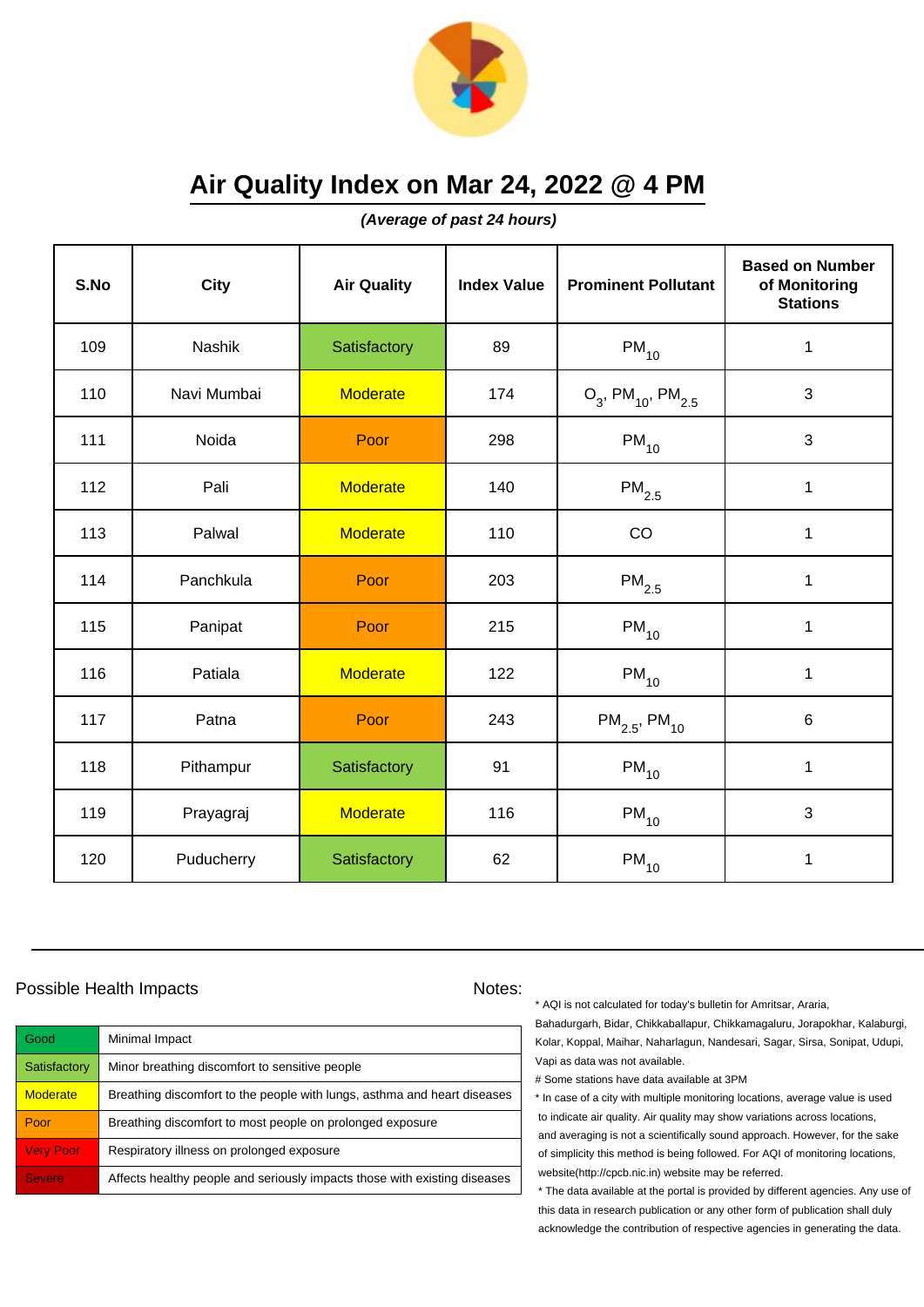# Air Quality Index on Mar 24, 2022 @ 4 PM

***(Average of past 24 hours)***

| S.No | City | Air Quality | Index Value | Prominent Pollutant | Based on Number of Monitoring Stations |
|---|---|---|---|---|---|
| 109 | Nashik | Satisfactory | 89 | $PM_{10}$ | 1 |
| 110 | Navi Mumbai | Moderate | 174 | $O_3$, $PM_{10}$, $PM_{2.5}$ | 3 |
| 111 | Noida | Poor | 298 | $PM_{10}$ | 3 |
| 112 | Pali | Moderate | 140 | $PM_{2.5}$ | 1 |
| 113 | Palwal | Moderate | 110 | CO | 1 |
| 114 | Panchkula | Poor | 203 | $PM_{2.5}$ | 1 |
| 115 | Panipat | Poor | 215 | $PM_{10}$ | 1 |
| 116 | Patiala | Moderate | 122 | $PM_{10}$ | 1 |
| 117 | Patna | Poor | 243 | $PM_{2.5}$, $PM_{10}$ | 6 |
| 118 | Pithampur | Satisfactory | 91 | $PM_{10}$ | 1 |
| 119 | Prayagraj | Moderate | 116 | $PM_{10}$ | 3 |
| 120 | Puducherry | Satisfactory | 62 | $PM_{10}$ | 1 |

## Possible Health Impacts

| Category | Impact |
|---|---|
| Good | Minimal Impact |
| Satisfactory | Minor breathing discomfort to sensitive people |
| Moderate | Breathing discomfort to the people with lungs, asthma and heart diseases |
| Poor | Breathing discomfort to most people on prolonged exposure |
| Very Poor | Respiratory illness on prolonged exposure |
| Severe | Affects healthy people and seriously impacts those with existing diseases |

## Notes:

* AQI is not calculated for today's bulletin for Amritsar, Araria, Bahadurgarh, Bidar, Chikkaballapur, Chikkamagaluru, Jorapokhar, Kalaburgi, Kolar, Koppal, Maihar, Naharlagun, Nandesari, Sagar, Sirsa, Sonipat, Udupi, Vapi as data was not available.

# Some stations have data available at 3PM

* In case of a city with multiple monitoring locations, average value is used to indicate air quality. Air quality may show variations across locations, and averaging is not a scientifically sound approach. However, for the sake of simplicity this method is being followed. For AQI of monitoring locations, website(http://cpcb.nic.in) website may be referred.

* The data available at the portal is provided by different agencies. Any use of this data in research publication or any other form of publication shall duly acknowledge the contribution of respective agencies in generating the data.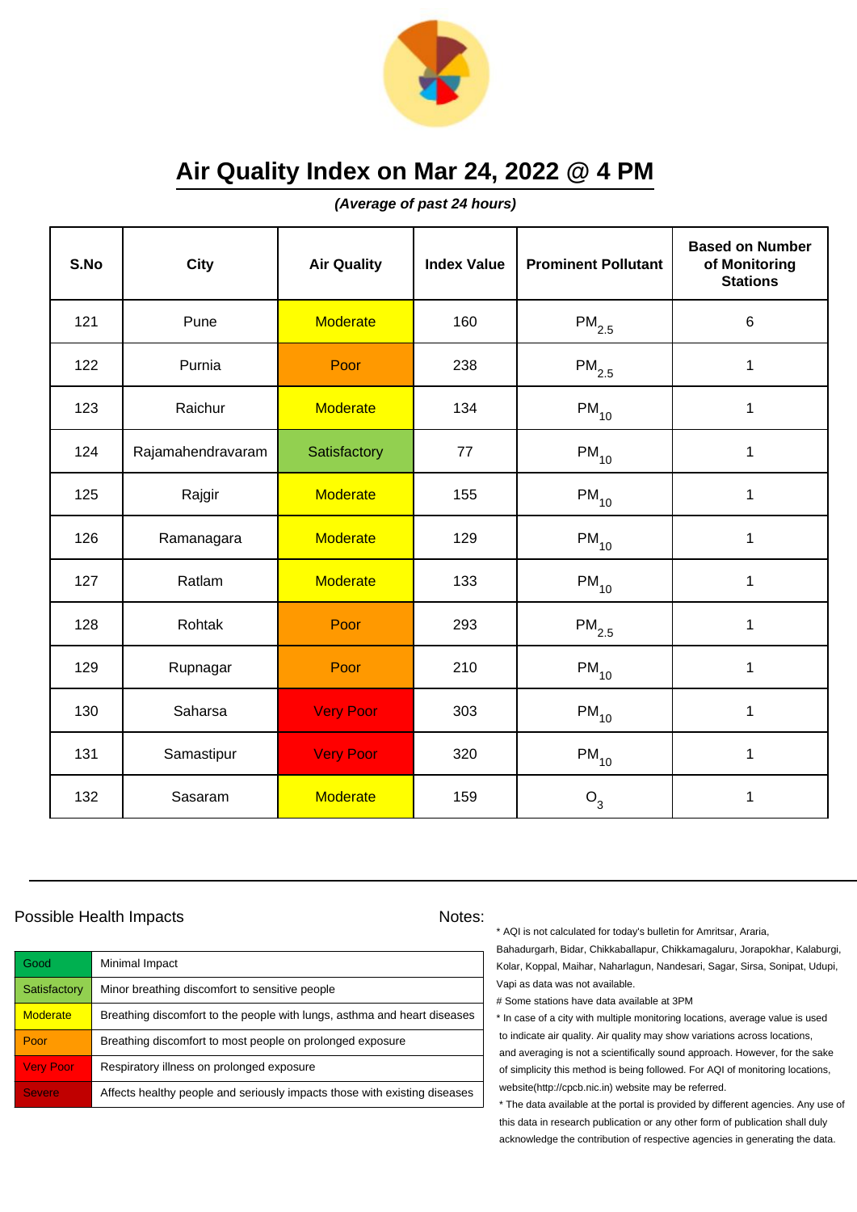# Air Quality Index on Mar 24, 2022 @ 4 PM

***(Average of past 24 hours)***

| S.No | City | Air Quality | Index Value | Prominent Pollutant | Based on Number of Monitoring Stations |
|---|---|---|---|---|---|
| 121 | Pune | Moderate | 160 | $PM_{2.5}$ | 6 |
| 122 | Purnia | Poor | 238 | $PM_{2.5}$ | 1 |
| 123 | Raichur | Moderate | 134 | $PM_{10}$ | 1 |
| 124 | Rajamahendravaram | Satisfactory | 77 | $PM_{10}$ | 1 |
| 125 | Rajgir | Moderate | 155 | $PM_{10}$ | 1 |
| 126 | Ramanagara | Moderate | 129 | $PM_{10}$ | 1 |
| 127 | Ratlam | Moderate | 133 | $PM_{10}$ | 1 |
| 128 | Rohtak | Poor | 293 | $PM_{2.5}$ | 1 |
| 129 | Rupnagar | Poor | 210 | $PM_{10}$ | 1 |
| 130 | Saharsa | Very Poor | 303 | $PM_{10}$ | 1 |
| 131 | Samastipur | Very Poor | 320 | $PM_{10}$ | 1 |
| 132 | Sasaram | Moderate | 159 | $O_3$ | 1 |

## Possible Health Impacts

| Good | Minimal Impact |
|---|---|
| Satisfactory | Minor breathing discomfort to sensitive people |
| Moderate | Breathing discomfort to the people with lungs, asthma and heart diseases |
| Poor | Breathing discomfort to most people on prolonged exposure |
| Very Poor | Respiratory illness on prolonged exposure |
| Severe | Affects healthy people and seriously impacts those with existing diseases |

## Notes:

* AQI is not calculated for today's bulletin for Amritsar, Araria, Bahadurgarh, Bidar, Chikkaballapur, Chikkamagaluru, Jorapokhar, Kalaburgi, Kolar, Koppal, Maihar, Naharlagun, Nandesari, Sagar, Sirsa, Sonipat, Udupi, Vapi as data was not available.

# Some stations have data available at 3PM

* In case of a city with multiple monitoring locations, average value is used to indicate air quality. Air quality may show variations across locations, and averaging is not a scientifically sound approach. However, for the sake of simplicity this method is being followed. For AQI of monitoring locations, website(http://cpcb.nic.in) website may be referred.

* The data available at the portal is provided by different agencies. Any use of this data in research publication or any other form of publication shall duly acknowledge the contribution of respective agencies in generating the data.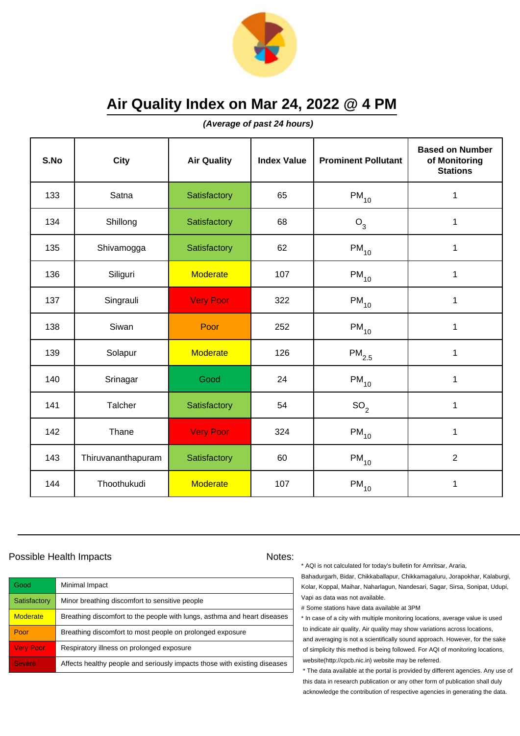# Air Quality Index on Mar 24, 2022 @ 4 PM

***(Average of past 24 hours)***

| S.No | City | Air Quality | Index Value | Prominent Pollutant | Based on Number of Monitoring Stations |
|---|---|---|---|---|---|
| 133 | Satna | Satisfactory | 65 | $PM_{10}$ | 1 |
| 134 | Shillong | Satisfactory | 68 | $O_3$ | 1 |
| 135 | Shivamogga | Satisfactory | 62 | $PM_{10}$ | 1 |
| 136 | Siliguri | Moderate | 107 | $PM_{10}$ | 1 |
| 137 | Singrauli | Very Poor | 322 | $PM_{10}$ | 1 |
| 138 | Siwan | Poor | 252 | $PM_{10}$ | 1 |
| 139 | Solapur | Moderate | 126 | $PM_{2.5}$ | 1 |
| 140 | Srinagar | Good | 24 | $PM_{10}$ | 1 |
| 141 | Talcher | Satisfactory | 54 | $SO_2$ | 1 |
| 142 | Thane | Very Poor | 324 | $PM_{10}$ | 1 |
| 143 | Thiruvananthapuram | Satisfactory | 60 | $PM_{10}$ | 2 |
| 144 | Thoothukudi | Moderate | 107 | $PM_{10}$ | 1 |

## Possible Health Impacts

| Category | Impact |
|---|---|
| Good | Minimal Impact |
| Satisfactory | Minor breathing discomfort to sensitive people |
| Moderate | Breathing discomfort to the people with lungs, asthma and heart diseases |
| Poor | Breathing discomfort to most people on prolonged exposure |
| Very Poor | Respiratory illness on prolonged exposure |
| Severe | Affects healthy people and seriously impacts those with existing diseases |

## Notes:

* AQI is not calculated for today's bulletin for Amritsar, Araria, Bahadurgarh, Bidar, Chikkaballapur, Chikkamagaluru, Jorapokhar, Kalaburgi, Kolar, Koppal, Maihar, Naharlagun, Nandesari, Sagar, Sirsa, Sonipat, Udupi, Vapi as data was not available.

# Some stations have data available at 3PM

* In case of a city with multiple monitoring locations, average value is used to indicate air quality. Air quality may show variations across locations, and averaging is not a scientifically sound approach. However, for the sake of simplicity this method is being followed. For AQI of monitoring locations, website(http://cpcb.nic.in) website may be referred.

* The data available at the portal is provided by different agencies. Any use of this data in research publication or any other form of publication shall duly acknowledge the contribution of respective agencies in generating the data.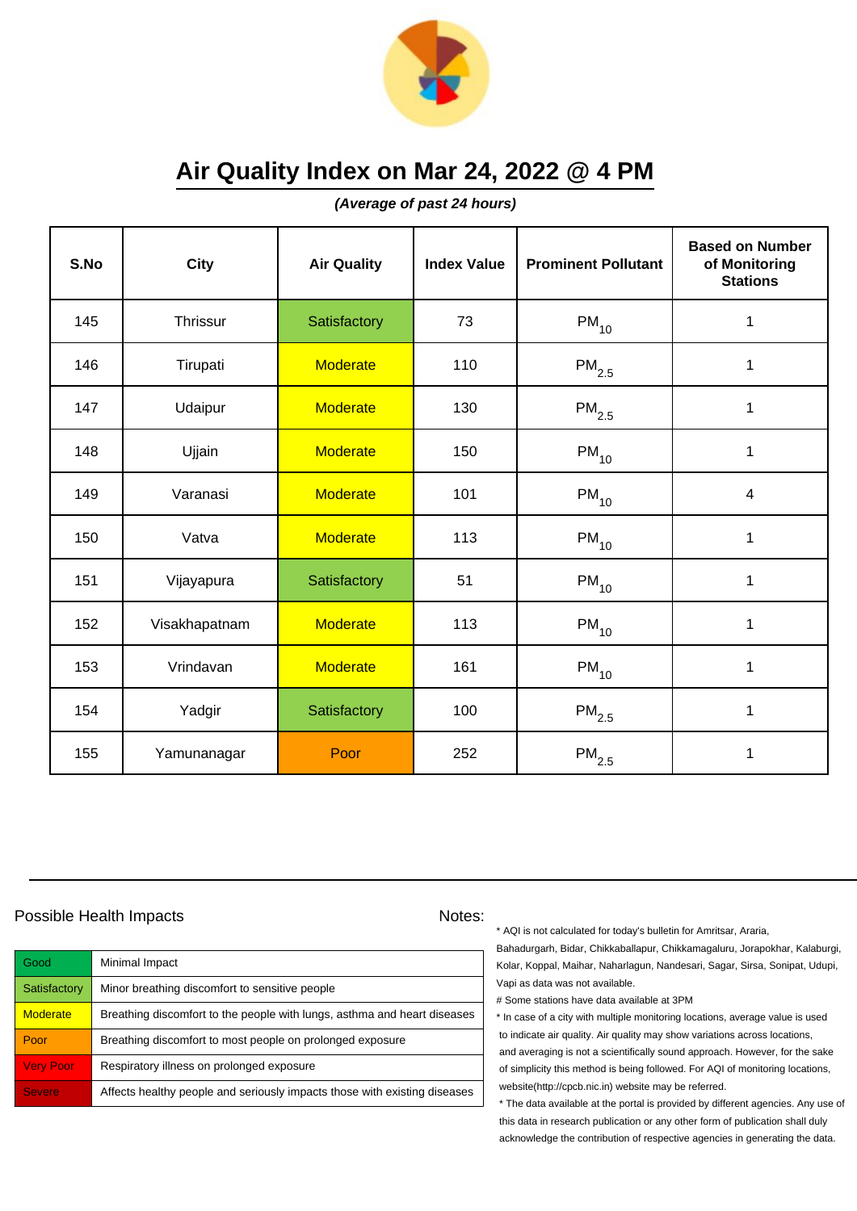# Air Quality Index on Mar 24, 2022 @ 4 PM

***(Average of past 24 hours)***

| S.No | City | Air Quality | Index Value | Prominent Pollutant | Based on Number of Monitoring Stations |
|---|---|---|---|---|---|
| 145 | Thrissur | Satisfactory | 73 | $PM_{10}$ | 1 |
| 146 | Tirupati | Moderate | 110 | $PM_{2.5}$ | 1 |
| 147 | Udaipur | Moderate | 130 | $PM_{2.5}$ | 1 |
| 148 | Ujjain | Moderate | 150 | $PM_{10}$ | 1 |
| 149 | Varanasi | Moderate | 101 | $PM_{10}$ | 4 |
| 150 | Vatva | Moderate | 113 | $PM_{10}$ | 1 |
| 151 | Vijayapura | Satisfactory | 51 | $PM_{10}$ | 1 |
| 152 | Visakhapatnam | Moderate | 113 | $PM_{10}$ | 1 |
| 153 | Vrindavan | Moderate | 161 | $PM_{10}$ | 1 |
| 154 | Yadgir | Satisfactory | 100 | $PM_{2.5}$ | 1 |
| 155 | Yamunanagar | Poor | 252 | $PM_{2.5}$ | 1 |

Possible Health Impacts

| | |
|---|---|
| Good | Minimal Impact |
| Satisfactory | Minor breathing discomfort to sensitive people |
| Moderate | Breathing discomfort to the people with lungs, asthma and heart diseases |
| Poor | Breathing discomfort to most people on prolonged exposure |
| Very Poor | Respiratory illness on prolonged exposure |
| Severe | Affects healthy people and seriously impacts those with existing diseases |

Notes:

* AQI is not calculated for today's bulletin for Amritsar, Araria, Bahadurgarh, Bidar, Chikkaballapur, Chikkamagaluru, Jorapokhar, Kalaburgi, Kolar, Koppal, Maihar, Naharlagun, Nandesari, Sagar, Sirsa, Sonipat, Udupi, Vapi as data was not available.

# Some stations have data available at 3PM

* In case of a city with multiple monitoring locations, average value is used to indicate air quality. Air quality may show variations across locations, and averaging is not a scientifically sound approach. However, for the sake of simplicity this method is being followed. For AQI of monitoring locations, website(http://cpcb.nic.in) website may be referred.

* The data available at the portal is provided by different agencies. Any use of this data in research publication or any other form of publication shall duly acknowledge the contribution of respective agencies in generating the data.